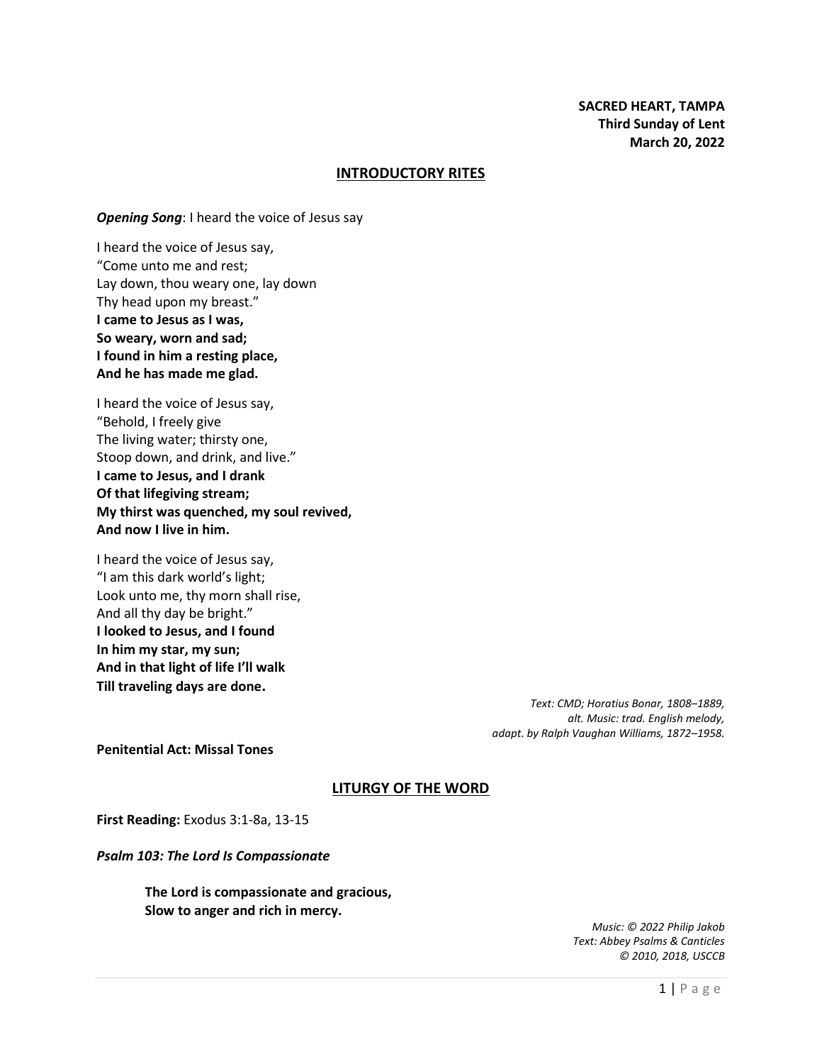**SACRED HEART, TAMPA**
**Third Sunday of Lent**
**March 20, 2022**

## INTRODUCTORY RITES

***Opening Song***: I heard the voice of Jesus say

I heard the voice of Jesus say,
"Come unto me and rest;
Lay down, thou weary one, lay down
Thy head upon my breast."
**I came to Jesus as I was,**
**So weary, worn and sad;**
**I found in him a resting place,**
**And he has made me glad.**

I heard the voice of Jesus say,
"Behold, I freely give
The living water; thirsty one,
Stoop down, and drink, and live."
**I came to Jesus, and I drank**
**Of that lifegiving stream;**
**My thirst was quenched, my soul revived,**
**And now I live in him.**

I heard the voice of Jesus say,
"I am this dark world's light;
Look unto me, thy morn shall rise,
And all thy day be bright."
**I looked to Jesus, and I found**
**In him my star, my sun;**
**And in that light of life I'll walk**
**Till traveling days are done.**

*Text: CMD; Horatius Bonar, 1808–1889,*
*alt. Music: trad. English melody,*
*adapt. by Ralph Vaughan Williams, 1872–1958.*

**Penitential Act: Missal Tones**

## LITURGY OF THE WORD

**First Reading:** Exodus 3:1-8a, 13-15

***Psalm 103: The Lord Is Compassionate***

**The Lord is compassionate and gracious,**
**Slow to anger and rich in mercy.**

*Music: © 2022 Philip Jakob*
*Text: Abbey Psalms & Canticles*
*© 2010, 2018, USCCB*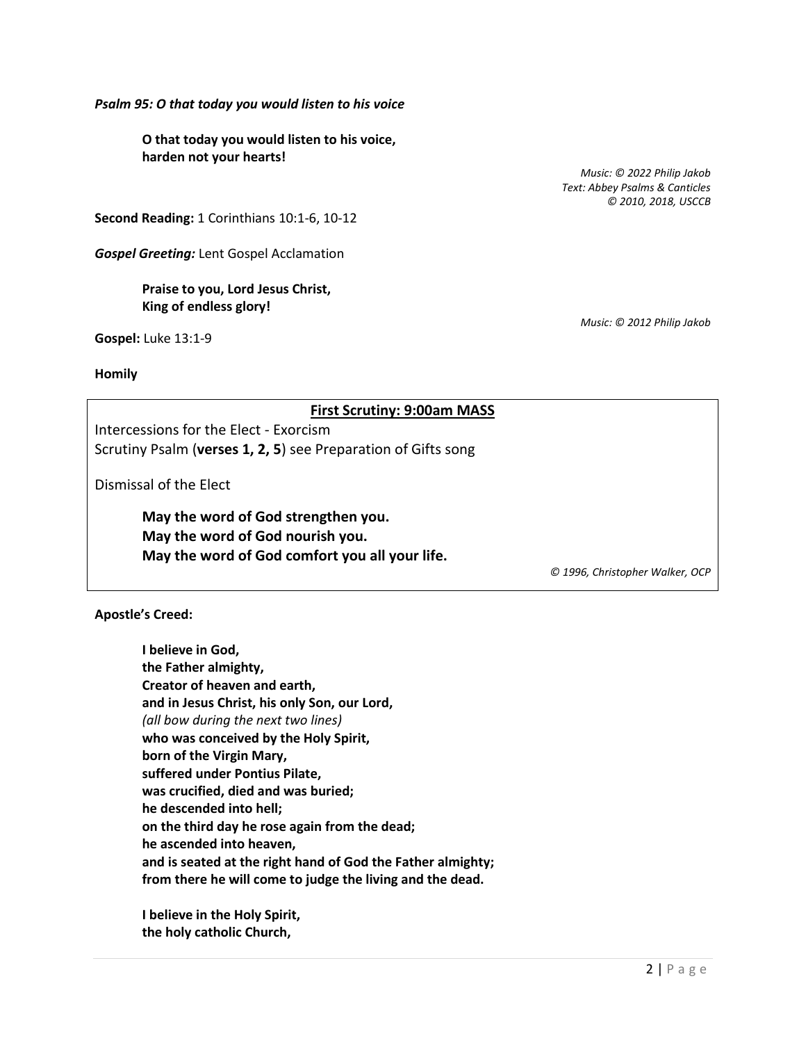***Psalm 95: O that today you would listen to his voice***

> **O that today you would listen to his voice,**
> **harden not your hearts!**

*Music: © 2022 Philip Jakob*
*Text: Abbey Psalms & Canticles*
*© 2010, 2018, USCCB*

**Second Reading:** 1 Corinthians 10:1-6, 10-12

***Gospel Greeting:*** Lent Gospel Acclamation

> **Praise to you, Lord Jesus Christ,**
> **King of endless glory!**

*Music: © 2012 Philip Jakob*

**Gospel:** Luke 13:1-9

**Homily**

---

**<u>First Scrutiny: 9:00am MASS</u>**

Intercessions for the Elect - Exorcism
Scrutiny Psalm (**verses 1, 2, 5**) see Preparation of Gifts song

Dismissal of the Elect

> **May the word of God strengthen you.**
> **May the word of God nourish you.**
> **May the word of God comfort you all your life.**

*© 1996, Christopher Walker, OCP*

---

**Apostle's Creed:**

> **I believe in God,**
> **the Father almighty,**
> **Creator of heaven and earth,**
> **and in Jesus Christ, his only Son, our Lord,**
> *(all bow during the next two lines)*
> **who was conceived by the Holy Spirit,**
> **born of the Virgin Mary,**
> **suffered under Pontius Pilate,**
> **was crucified, died and was buried;**
> **he descended into hell;**
> **on the third day he rose again from the dead;**
> **he ascended into heaven,**
> **and is seated at the right hand of God the Father almighty;**
> **from there he will come to judge the living and the dead.**
>
> **I believe in the Holy Spirit,**
> **the holy catholic Church,**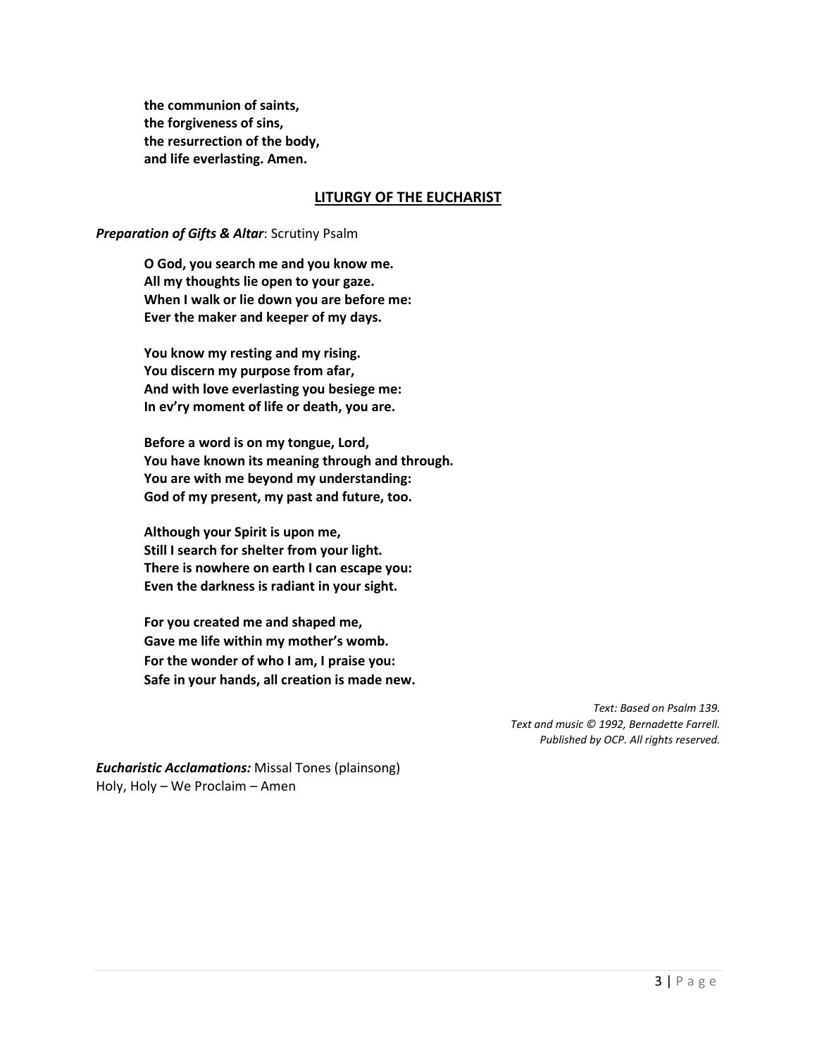**the communion of saints,**
**the forgiveness of sins,**
**the resurrection of the body,**
**and life everlasting. Amen.**

## LITURGY OF THE EUCHARIST

***Preparation of Gifts & Altar***: Scrutiny Psalm

**O God, you search me and you know me.**
**All my thoughts lie open to your gaze.**
**When I walk or lie down you are before me:**
**Ever the maker and keeper of my days.**

**You know my resting and my rising.**
**You discern my purpose from afar,**
**And with love everlasting you besiege me:**
**In ev'ry moment of life or death, you are.**

**Before a word is on my tongue, Lord,**
**You have known its meaning through and through.**
**You are with me beyond my understanding:**
**God of my present, my past and future, too.**

**Although your Spirit is upon me,**
**Still I search for shelter from your light.**
**There is nowhere on earth I can escape you:**
**Even the darkness is radiant in your sight.**

**For you created me and shaped me,**
**Gave me life within my mother's womb.**
**For the wonder of who I am, I praise you:**
**Safe in your hands, all creation is made new.**

*Text: Based on Psalm 139.*
*Text and music © 1992, Bernadette Farrell.*
*Published by OCP. All rights reserved.*

***Eucharistic Acclamations:*** Missal Tones (plainsong)
Holy, Holy – We Proclaim – Amen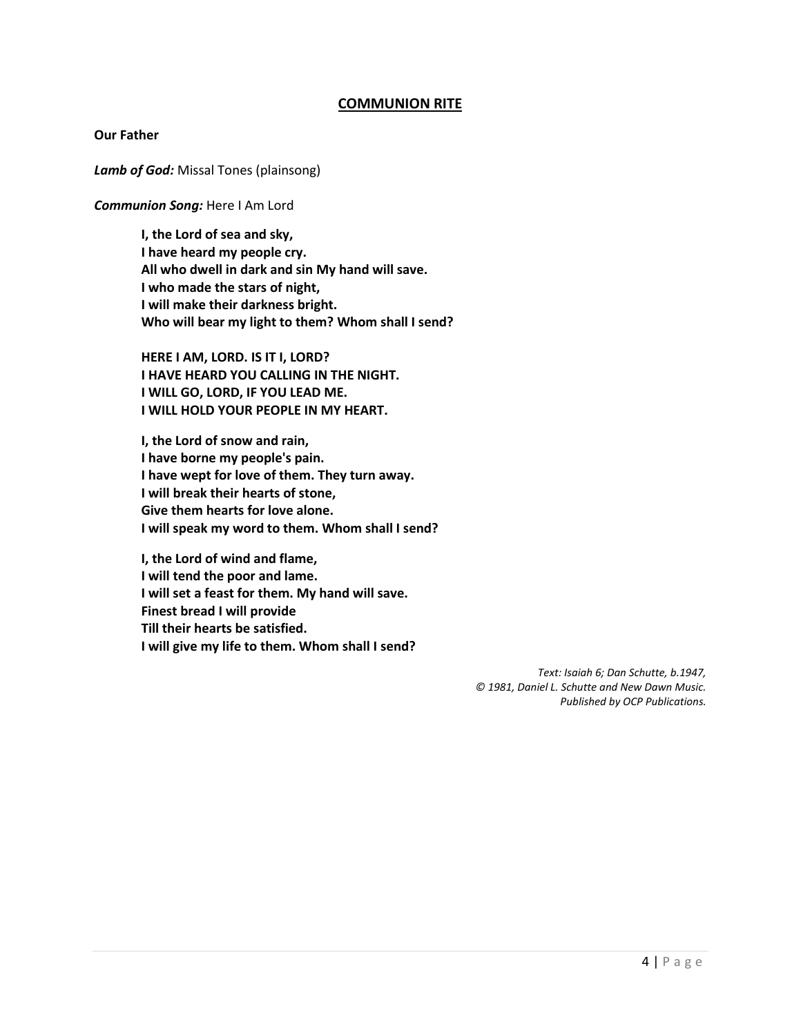## COMMUNION RITE

**Our Father**

***Lamb of God:*** Missal Tones (plainsong)

***Communion Song:*** Here I Am Lord

**I, the Lord of sea and sky,**
**I have heard my people cry.**
**All who dwell in dark and sin My hand will save.**
**I who made the stars of night,**
**I will make their darkness bright.**
**Who will bear my light to them? Whom shall I send?**

**HERE I AM, LORD. IS IT I, LORD?**
**I HAVE HEARD YOU CALLING IN THE NIGHT.**
**I WILL GO, LORD, IF YOU LEAD ME.**
**I WILL HOLD YOUR PEOPLE IN MY HEART.**

**I, the Lord of snow and rain,**
**I have borne my people's pain.**
**I have wept for love of them. They turn away.**
**I will break their hearts of stone,**
**Give them hearts for love alone.**
**I will speak my word to them. Whom shall I send?**

**I, the Lord of wind and flame,**
**I will tend the poor and lame.**
**I will set a feast for them. My hand will save.**
**Finest bread I will provide**
**Till their hearts be satisfied.**
**I will give my life to them. Whom shall I send?**

*Text: Isaiah 6; Dan Schutte, b.1947,*
*© 1981, Daniel L. Schutte and New Dawn Music.*
*Published by OCP Publications.*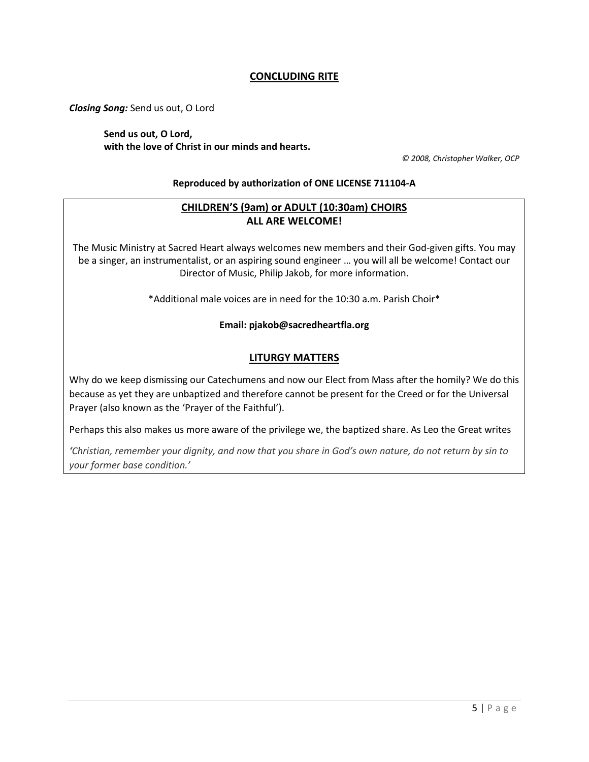## CONCLUDING RITE

***Closing Song:*** Send us out, O Lord

> **Send us out, O Lord,**
> **with the love of Christ in our minds and hearts.**

*© 2008, Christopher Walker, OCP*

**Reproduced by authorization of ONE LICENSE 711104-A**

## CHILDREN'S (9am) or ADULT (10:30am) CHOIRS
## ALL ARE WELCOME!

The Music Ministry at Sacred Heart always welcomes new members and their God-given gifts. You may be a singer, an instrumentalist, or an aspiring sound engineer … you will all be welcome! Contact our Director of Music, Philip Jakob, for more information.

*Additional male voices are in need for the 10:30 a.m. Parish Choir*

**Email: pjakob@sacredheartfla.org**

## LITURGY MATTERS

Why do we keep dismissing our Catechumens and now our Elect from Mass after the homily? We do this because as yet they are unbaptized and therefore cannot be present for the Creed or for the Universal Prayer (also known as the 'Prayer of the Faithful').

Perhaps this also makes us more aware of the privilege we, the baptized share. As Leo the Great writes

*'Christian, remember your dignity, and now that you share in God's own nature, do not return by sin to your former base condition.'*